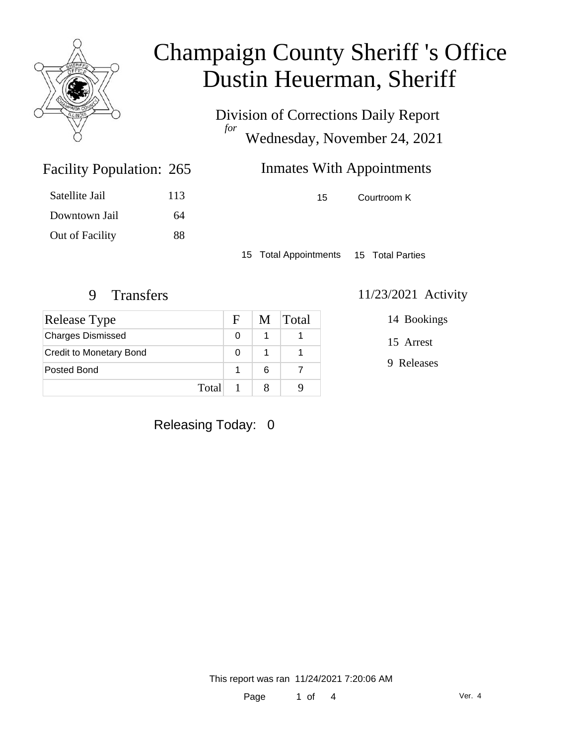# Champaign County Sheriff 's Office
# Dustin Heuerman, Sheriff

Division of Corrections Daily Report
*for*
Wednesday, November 24, 2021

## Facility Population: 265

| | |
|---|---|
| Satellite Jail | 113 |
| Downtown Jail | 64 |
| Out of Facility | 88 |

## Inmates With Appointments

| | |
|---|---|
| 15 | Courtroom K |

15 Total Appointments 15 Total Parties

## 9 Transfers

| Release Type | F | M | Total |
|---|---|---|---|
| Charges Dismissed | 0 | 1 | 1 |
| Credit to Monetary Bond | 0 | 1 | 1 |
| Posted Bond | 1 | 6 | 7 |
| Total | 1 | 8 | 9 |

## 11/23/2021 Activity

14 Bookings

15 Arrest

9 Releases

Releasing Today: 0

This report was ran 11/24/2021 7:20:06 AM

Ver. 4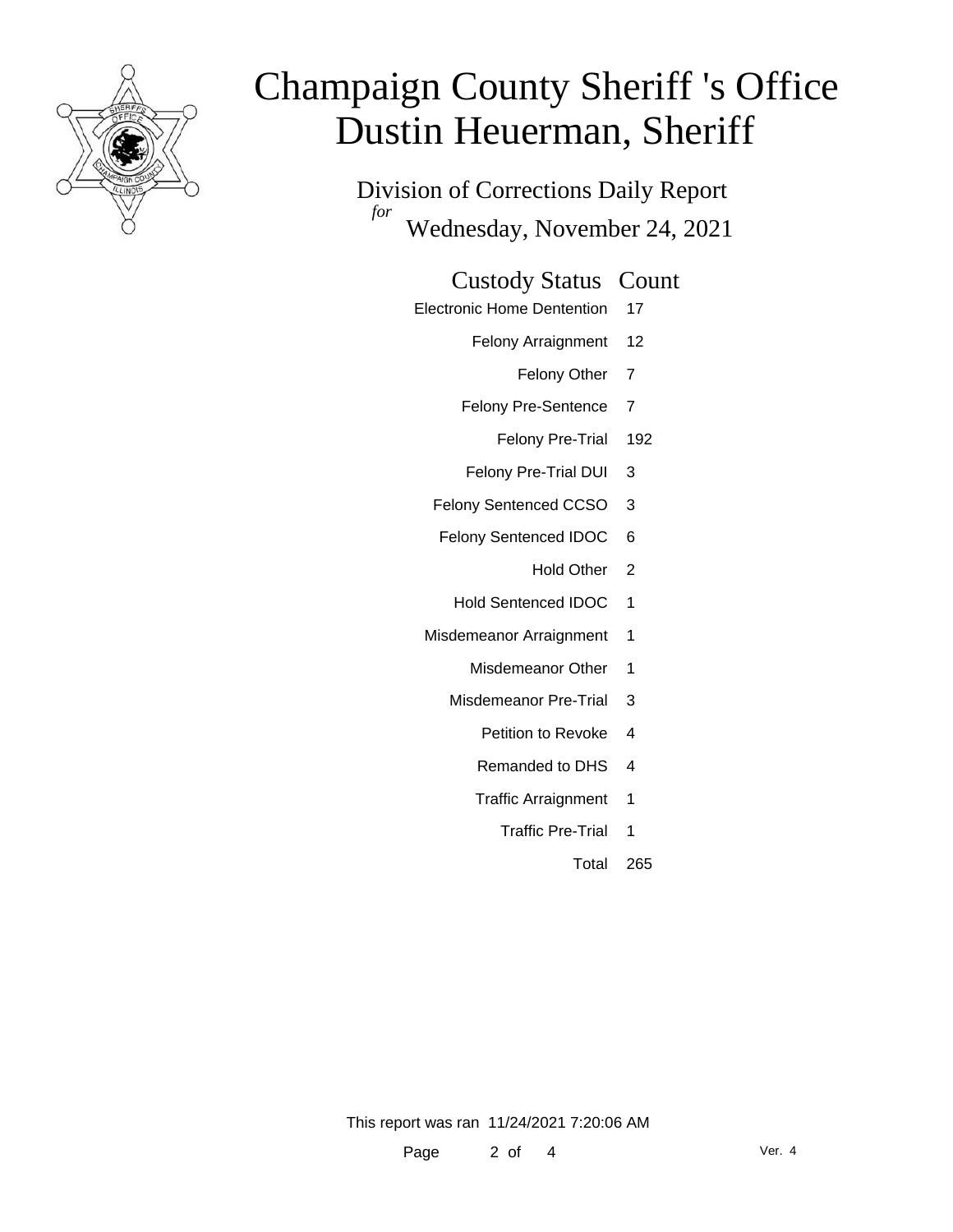# Champaign County Sheriff 's Office
# Dustin Heuerman, Sheriff

Division of Corrections Daily Report

*for* Wednesday, November 24, 2021

| Custody Status | Count |
|---|---|
| Electronic Home Dentention | 17 |
| Felony Arraignment | 12 |
| Felony Other | 7 |
| Felony Pre-Sentence | 7 |
| Felony Pre-Trial | 192 |
| Felony Pre-Trial DUI | 3 |
| Felony Sentenced CCSO | 3 |
| Felony Sentenced IDOC | 6 |
| Hold Other | 2 |
| Hold Sentenced IDOC | 1 |
| Misdemeanor Arraignment | 1 |
| Misdemeanor Other | 1 |
| Misdemeanor Pre-Trial | 3 |
| Petition to Revoke | 4 |
| Remanded to DHS | 4 |
| Traffic Arraignment | 1 |
| Traffic Pre-Trial | 1 |
| Total | 265 |

This report was ran 11/24/2021 7:20:06 AM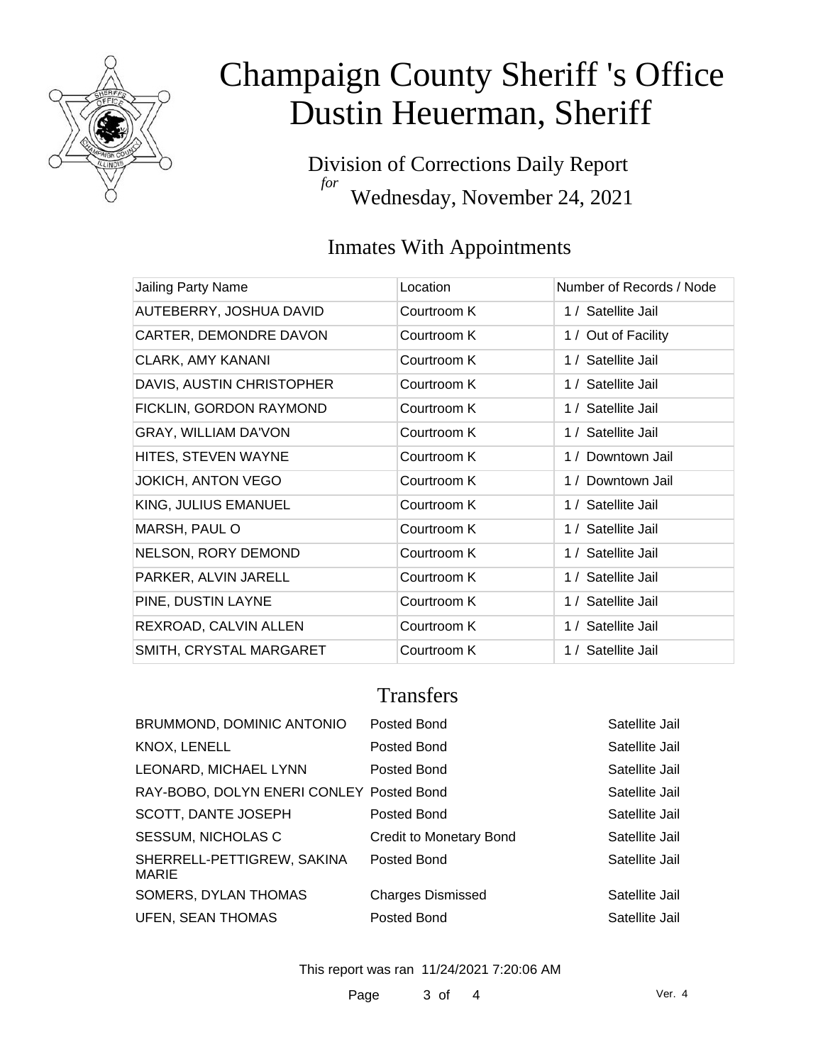# Champaign County Sheriff 's Office
# Dustin Heuerman, Sheriff

Division of Corrections Daily Report
*for*
Wednesday, November 24, 2021

## Inmates With Appointments

| Jailing Party Name | Location | Number of Records / Node |
|---|---|---|
| AUTEBERRY, JOSHUA DAVID | Courtroom K | 1 / Satellite Jail |
| CARTER, DEMONDRE DAVON | Courtroom K | 1 / Out of Facility |
| CLARK, AMY KANANI | Courtroom K | 1 / Satellite Jail |
| DAVIS, AUSTIN CHRISTOPHER | Courtroom K | 1 / Satellite Jail |
| FICKLIN, GORDON RAYMOND | Courtroom K | 1 / Satellite Jail |
| GRAY, WILLIAM DA'VON | Courtroom K | 1 / Satellite Jail |
| HITES, STEVEN WAYNE | Courtroom K | 1 / Downtown Jail |
| JOKICH, ANTON VEGO | Courtroom K | 1 / Downtown Jail |
| KING, JULIUS EMANUEL | Courtroom K | 1 / Satellite Jail |
| MARSH, PAUL O | Courtroom K | 1 / Satellite Jail |
| NELSON, RORY DEMOND | Courtroom K | 1 / Satellite Jail |
| PARKER, ALVIN JARELL | Courtroom K | 1 / Satellite Jail |
| PINE, DUSTIN LAYNE | Courtroom K | 1 / Satellite Jail |
| REXROAD, CALVIN ALLEN | Courtroom K | 1 / Satellite Jail |
| SMITH, CRYSTAL MARGARET | Courtroom K | 1 / Satellite Jail |

## Transfers

| | | |
|---|---|---|
| BRUMMOND, DOMINIC ANTONIO | Posted Bond | Satellite Jail |
| KNOX, LENELL | Posted Bond | Satellite Jail |
| LEONARD, MICHAEL LYNN | Posted Bond | Satellite Jail |
| RAY-BOBO, DOLYN ENERI CONLEY | Posted Bond | Satellite Jail |
| SCOTT, DANTE JOSEPH | Posted Bond | Satellite Jail |
| SESSUM, NICHOLAS C | Credit to Monetary Bond | Satellite Jail |
| SHERRELL-PETTIGREW, SAKINA MARIE | Posted Bond | Satellite Jail |
| SOMERS, DYLAN THOMAS | Charges Dismissed | Satellite Jail |
| UFEN, SEAN THOMAS | Posted Bond | Satellite Jail |

This report was ran 11/24/2021 7:20:06 AM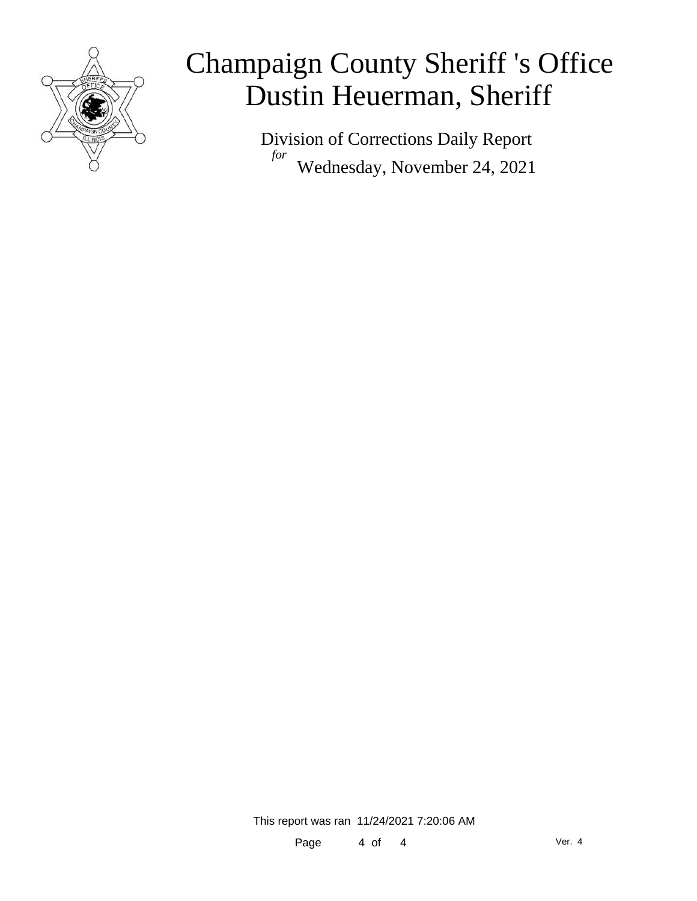# Champaign County Sheriff 's Office
# Dustin Heuerman, Sheriff

Division of Corrections Daily Report

*for* Wednesday, November 24, 2021

This report was ran 11/24/2021 7:20:06 AM

Ver. 4